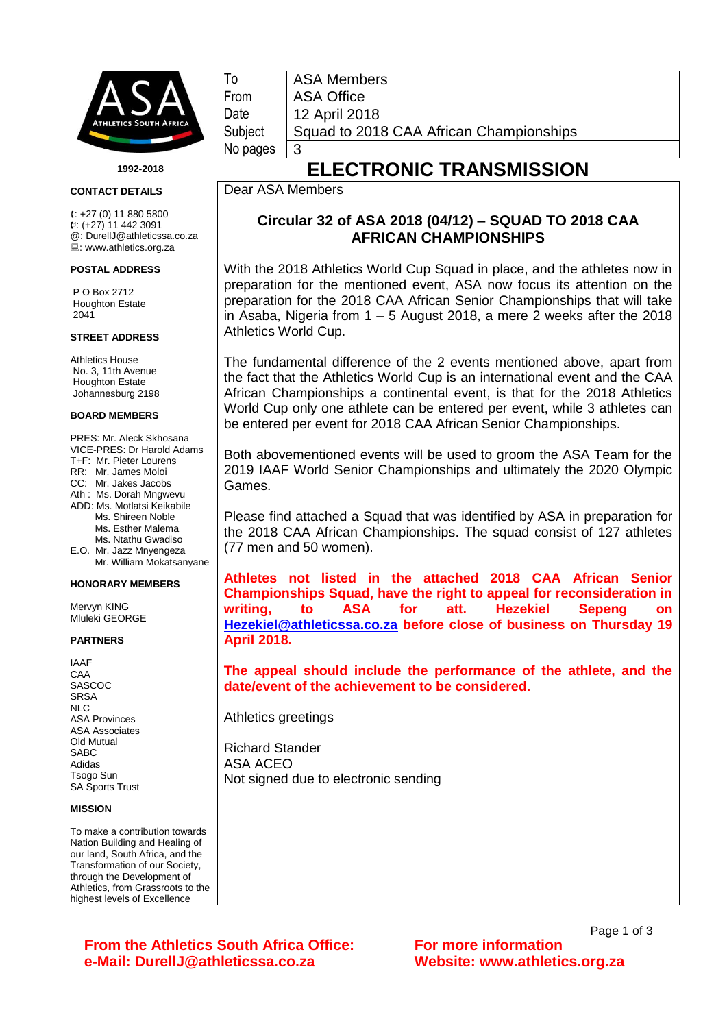1992-2018

**CONTACT DETAILS**

: +27 (0) 11 880 5800
: (+27) 11 442 3091
@: DurellJ@athleticssa.co.za
: www.athletics.org.za

**POSTAL ADDRESS**

P O Box 2712
Houghton Estate
2041

**STREET ADDRESS**

Athletics House
No. 3, 11th Avenue
Houghton Estate
Johannesburg 2198

**BOARD MEMBERS**

PRES: Mr. Aleck Skhosana
VICE-PRES: Dr Harold Adams
T+F: Mr. Pieter Lourens
RR: Mr. James Moloi
CC: Mr. Jakes Jacobs
Ath : Ms. Dorah Mngwevu
ADD: Ms. Motlatsi Keikabile
Ms. Shireen Noble
Ms. Esther Malema
Ms. Ntathu Gwadiso
E.O. Mr. Jazz Mnyengeza
Mr. William Mokatsanyane

**HONORARY MEMBERS**

Mervyn KING
Mluleki GEORGE

**PARTNERS**

IAAF
CAA
SASCOC
SRSA
NLC
ASA Provinces
ASA Associates
Old Mutual
SABC
Adidas
Tsogo Sun
SA Sports Trust

**MISSION**

To make a contribution towards Nation Building and Healing of our land, South Africa, and the Transformation of our Society, through the Development of Athletics, from Grassroots to the highest levels of Excellence

| To | ASA Members |
| --- | --- |
| From | ASA Office |
| Date | 12 April 2018 |
| Subject | Squad to 2018 CAA African Championships |
| No pages | 3 |

# ELECTRONIC TRANSMISSION

Dear ASA Members

## Circular 32 of ASA 2018 (04/12) – SQUAD TO 2018 CAA AFRICAN CHAMPIONSHIPS

With the 2018 Athletics World Cup Squad in place, and the athletes now in preparation for the mentioned event, ASA now focus its attention on the preparation for the 2018 CAA African Senior Championships that will take in Asaba, Nigeria from 1 – 5 August 2018, a mere 2 weeks after the 2018 Athletics World Cup.

The fundamental difference of the 2 events mentioned above, apart from the fact that the Athletics World Cup is an international event and the CAA African Championships a continental event, is that for the 2018 Athletics World Cup only one athlete can be entered per event, while 3 athletes can be entered per event for 2018 CAA African Senior Championships.

Both abovementioned events will be used to groom the ASA Team for the 2019 IAAF World Senior Championships and ultimately the 2020 Olympic Games.

Please find attached a Squad that was identified by ASA in preparation for the 2018 CAA African Championships. The squad consist of 127 athletes (77 men and 50 women).

**Athletes not listed in the attached 2018 CAA African Senior Championships Squad, have the right to appeal for reconsideration in writing, to ASA for att. Hezekiel Sepeng on Hezekiel@athleticssa.co.za before close of business on Thursday 19 April 2018.**

**The appeal should include the performance of the athlete, and the date/event of the achievement to be considered.**

Athletics greetings

Richard Stander
ASA ACEO
Not signed due to electronic sending

**From the Athletics South Africa Office:**
**e-Mail: DurellJ@athleticssa.co.za**

**For more information**
**Website: www.athletics.org.za**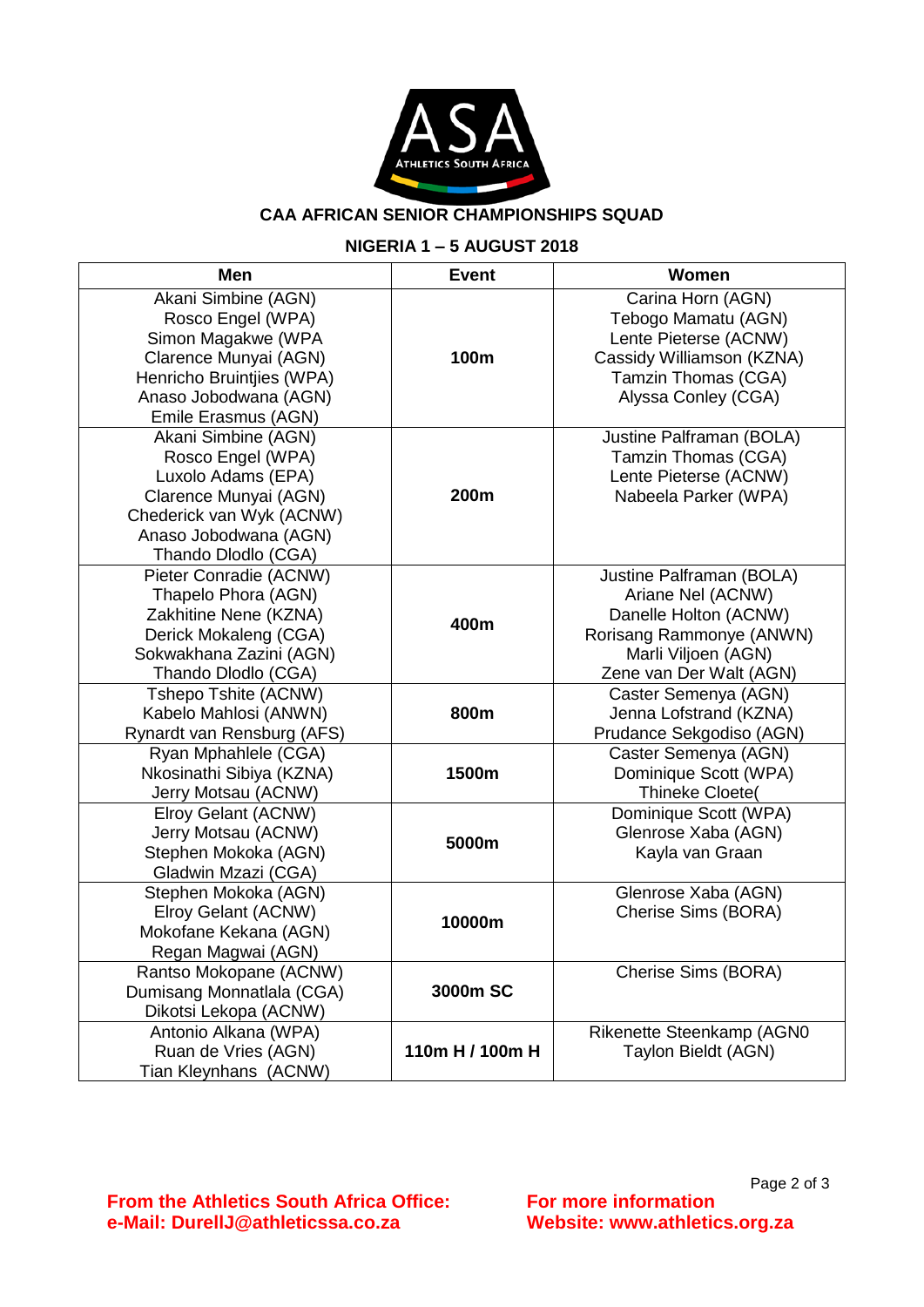ASA
ATHLETICS SOUTH AFRICA

## CAA AFRICAN SENIOR CHAMPIONSHIPS SQUAD

### NIGERIA 1 – 5 AUGUST 2018

| Men | Event | Women |
|---|---|---|
| Akani Simbine (AGN)<br>Rosco Engel (WPA)<br>Simon Magakwe (WPA<br>Clarence Munyai (AGN)<br>Henricho Bruintjies (WPA)<br>Anaso Jobodwana (AGN)<br>Emile Erasmus (AGN) | **100m** | Carina Horn (AGN)<br>Tebogo Mamatu (AGN)<br>Lente Pieterse (ACNW)<br>Cassidy Williamson (KZNA)<br>Tamzin Thomas (CGA)<br>Alyssa Conley (CGA) |
| Akani Simbine (AGN)<br>Rosco Engel (WPA)<br>Luxolo Adams (EPA)<br>Clarence Munyai (AGN)<br>Chederick van Wyk (ACNW)<br>Anaso Jobodwana (AGN)<br>Thando Dlodlo (CGA) | **200m** | Justine Palframan (BOLA)<br>Tamzin Thomas (CGA)<br>Lente Pieterse (ACNW)<br>Nabeela Parker (WPA) |
| Pieter Conradie (ACNW)<br>Thapelo Phora (AGN)<br>Zakhitine Nene (KZNA)<br>Derick Mokaleng (CGA)<br>Sokwakhana Zazini (AGN)<br>Thando Dlodlo (CGA) | **400m** | Justine Palframan (BOLA)<br>Ariane Nel (ACNW)<br>Danelle Holton (ACNW)<br>Rorisang Rammonye (ANWN)<br>Marli Viljoen (AGN)<br>Zene van Der Walt (AGN) |
| Tshepo Tshite (ACNW)<br>Kabelo Mahlosi (ANWN)<br>Rynardt van Rensburg (AFS) | **800m** | Caster Semenya (AGN)<br>Jenna Lofstrand (KZNA)<br>Prudance Sekgodiso (AGN) |
| Ryan Mphahlele (CGA)<br>Nkosinathi Sibiya (KZNA)<br>Jerry Motsau (ACNW) | **1500m** | Caster Semenya (AGN)<br>Dominique Scott (WPA)<br>Thineke Cloete( |
| Elroy Gelant (ACNW)<br>Jerry Motsau (ACNW)<br>Stephen Mokoka (AGN)<br>Gladwin Mzazi (CGA) | **5000m** | Dominique Scott (WPA)<br>Glenrose Xaba (AGN)<br>Kayla van Graan |
| Stephen Mokoka (AGN)<br>Elroy Gelant (ACNW)<br>Mokofane Kekana (AGN)<br>Regan Magwai (AGN) | **10000m** | Glenrose Xaba (AGN)<br>Cherise Sims (BORA) |
| Rantso Mokopane (ACNW)<br>Dumisang Monnatlala (CGA)<br>Dikotsi Lekopa (ACNW) | **3000m SC** | Cherise Sims (BORA) |
| Antonio Alkana (WPA)<br>Ruan de Vries (AGN)<br>Tian Kleynhans (ACNW) | **110m H / 100m H** | Rikenette Steenkamp (AGN0<br>Taylon Bieldt (AGN) |

**From the Athletics South Africa Office:**
**e-Mail: DurellJ@athleticssa.co.za**

**For more information**
**Website: www.athletics.org.za**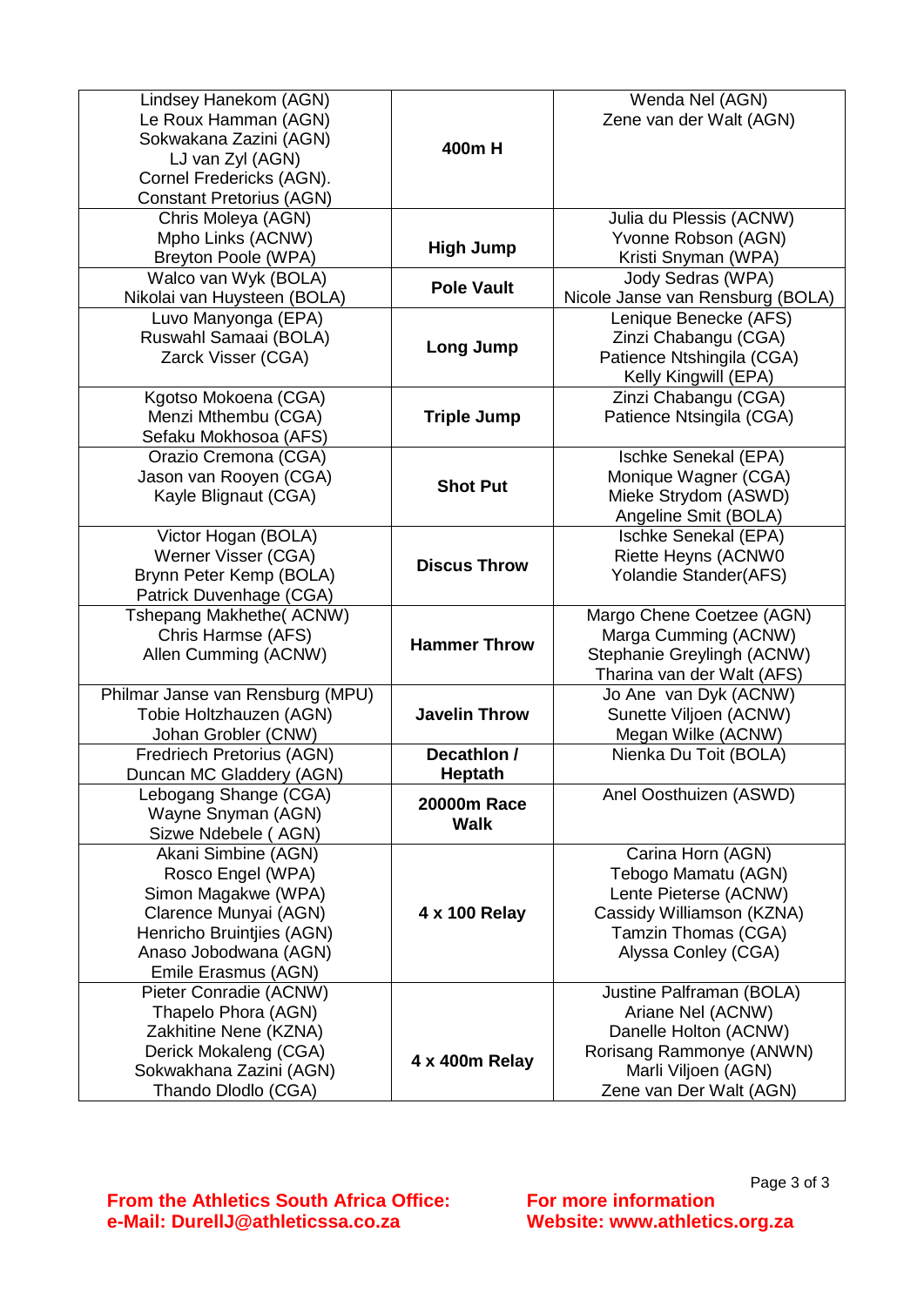| | | |
|---|---|---|
| Lindsey Hanekom (AGN)<br>Le Roux Hamman (AGN)<br>Sokwakana Zazini (AGN)<br>LJ van Zyl (AGN)<br>Cornel Fredericks (AGN).<br>Constant Pretorius (AGN) | **400m H** | Wenda Nel (AGN)<br>Zene van der Walt (AGN) |
| Chris Moleya (AGN)<br>Mpho Links (ACNW)<br>Breyton Poole (WPA) | **High Jump** | Julia du Plessis (ACNW)<br>Yvonne Robson (AGN)<br>Kristi Snyman (WPA) |
| Walco van Wyk (BOLA)<br>Nikolai van Huysteen (BOLA) | **Pole Vault** | Jody Sedras (WPA)<br>Nicole Janse van Rensburg (BOLA) |
| Luvo Manyonga (EPA)<br>Ruswahl Samaai (BOLA)<br>Zarck Visser (CGA) | **Long Jump** | Lenique Benecke (AFS)<br>Zinzi Chabangu (CGA)<br>Patience Ntshingila (CGA)<br>Kelly Kingwill (EPA) |
| Kgotso Mokoena (CGA)<br>Menzi Mthembu (CGA)<br>Sefaku Mokhosoa (AFS) | **Triple Jump** | Zinzi Chabangu (CGA)<br>Patience Ntsingila (CGA) |
| Orazio Cremona (CGA)<br>Jason van Rooyen (CGA)<br>Kayle Blignaut (CGA) | **Shot Put** | Ischke Senekal (EPA)<br>Monique Wagner (CGA)<br>Mieke Strydom (ASWD)<br>Angeline Smit (BOLA) |
| Victor Hogan (BOLA)<br>Werner Visser (CGA)<br>Brynn Peter Kemp (BOLA)<br>Patrick Duvenhage (CGA) | **Discus Throw** | Ischke Senekal (EPA)<br>Riette Heyns (ACNW0<br>Yolandie Stander(AFS) |
| Tshepang Makhethe( ACNW)<br>Chris Harmse (AFS)<br>Allen Cumming (ACNW) | **Hammer Throw** | Margo Chene Coetzee (AGN)<br>Marga Cumming (ACNW)<br>Stephanie Greylingh (ACNW)<br>Tharina van der Walt (AFS) |
| Philmar Janse van Rensburg (MPU)<br>Tobie Holtzhauzen (AGN)<br>Johan Grobler (CNW) | **Javelin Throw** | Jo Ane van Dyk (ACNW)<br>Sunette Viljoen (ACNW)<br>Megan Wilke (ACNW) |
| Fredriech Pretorius (AGN)<br>Duncan MC Gladdery (AGN) | **Decathlon / Heptath** | Nienka Du Toit (BOLA) |
| Lebogang Shange (CGA)<br>Wayne Snyman (AGN)<br>Sizwe Ndebele ( AGN) | **20000m Race Walk** | Anel Oosthuizen (ASWD) |
| Akani Simbine (AGN)<br>Rosco Engel (WPA)<br>Simon Magakwe (WPA)<br>Clarence Munyai (AGN)<br>Henricho Bruintjies (AGN)<br>Anaso Jobodwana (AGN)<br>Emile Erasmus (AGN) | **4 x 100 Relay** | Carina Horn (AGN)<br>Tebogo Mamatu (AGN)<br>Lente Pieterse (ACNW)<br>Cassidy Williamson (KZNA)<br>Tamzin Thomas (CGA)<br>Alyssa Conley (CGA) |
| Pieter Conradie (ACNW)<br>Thapelo Phora (AGN)<br>Zakhitine Nene (KZNA)<br>Derick Mokaleng (CGA)<br>Sokwakhana Zazini (AGN)<br>Thando Dlodlo (CGA) | **4 x 400m Relay** | Justine Palframan (BOLA)<br>Ariane Nel (ACNW)<br>Danelle Holton (ACNW)<br>Rorisang Rammonye (ANWN)<br>Marli Viljoen (AGN)<br>Zene van Der Walt (AGN) |

**From the Athletics South Africa Office:**
**e-Mail: DurellJ@athleticssa.co.za**

**For more information**
**Website: www.athletics.org.za**